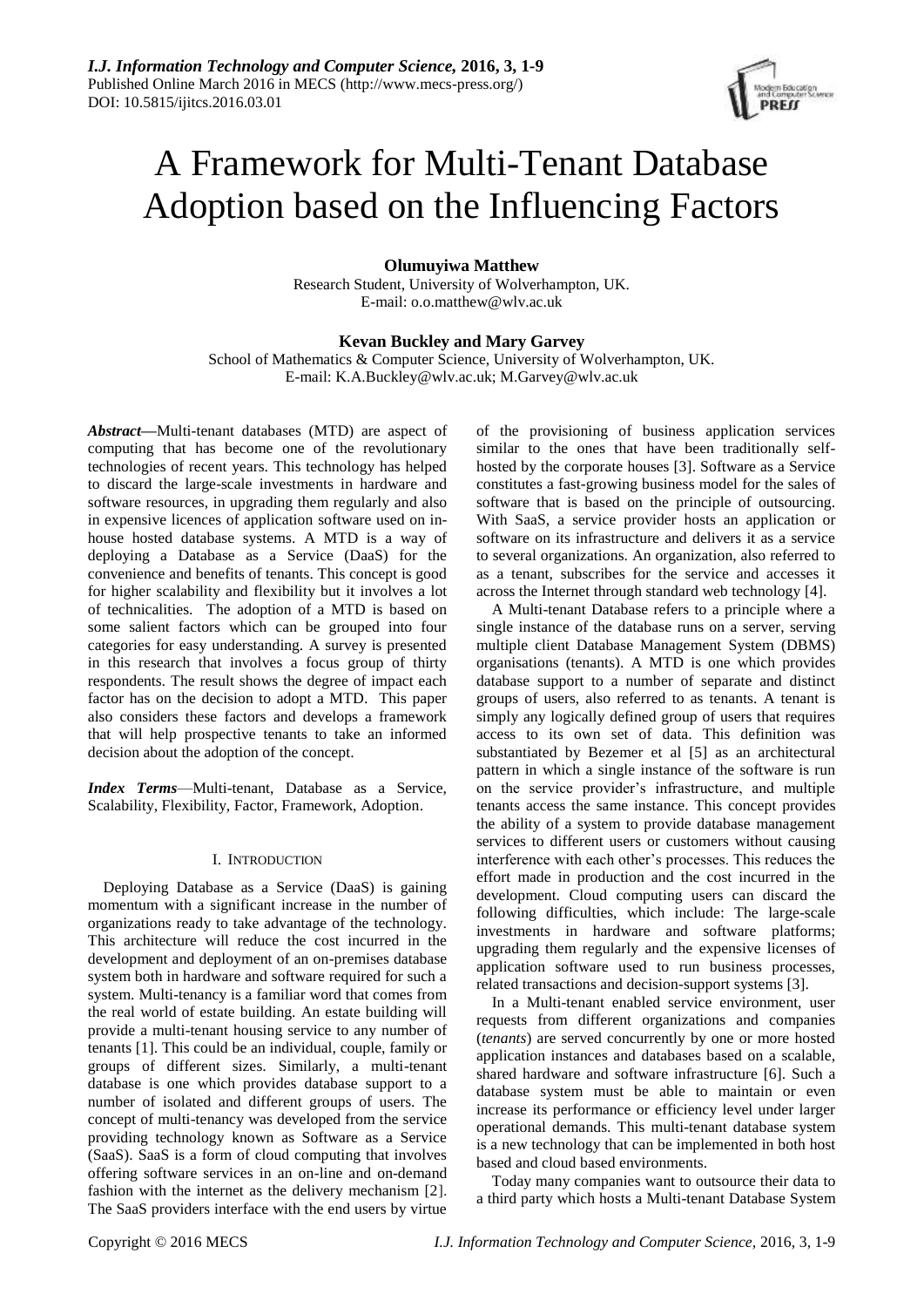# A Framework for Multi-Tenant Database Adoption based on the Influencing Factors

**Olumuyiwa Matthew**
Research Student, University of Wolverhampton, UK.
E-mail: o.o.matthew@wlv.ac.uk

**Kevan Buckley and Mary Garvey**
School of Mathematics & Computer Science, University of Wolverhampton, UK.
E-mail: K.A.Buckley@wlv.ac.uk; M.Garvey@wlv.ac.uk

***Abstract*—**Multi-tenant databases (MTD) are aspect of computing that has become one of the revolutionary technologies of recent years. This technology has helped to discard the large-scale investments in hardware and software resources, in upgrading them regularly and also in expensive licences of application software used on in-house hosted database systems. A MTD is a way of deploying a Database as a Service (DaaS) for the convenience and benefits of tenants. This concept is good for higher scalability and flexibility but it involves a lot of technicalities. The adoption of a MTD is based on some salient factors which can be grouped into four categories for easy understanding. A survey is presented in this research that involves a focus group of thirty respondents. The result shows the degree of impact each factor has on the decision to adopt a MTD. This paper also considers these factors and develops a framework that will help prospective tenants to take an informed decision about the adoption of the concept.

***Index Terms*—**Multi-tenant, Database as a Service, Scalability, Flexibility, Factor, Framework, Adoption.

## I. Introduction

Deploying Database as a Service (DaaS) is gaining momentum with a significant increase in the number of organizations ready to take advantage of the technology. This architecture will reduce the cost incurred in the development and deployment of an on-premises database system both in hardware and software required for such a system. Multi-tenancy is a familiar word that comes from the real world of estate building. An estate building will provide a multi-tenant housing service to any number of tenants [1]. This could be an individual, couple, family or groups of different sizes. Similarly, a multi-tenant database is one which provides database support to a number of isolated and different groups of users. The concept of multi-tenancy was developed from the service providing technology known as Software as a Service (SaaS). SaaS is a form of cloud computing that involves offering software services in an on-line and on-demand fashion with the internet as the delivery mechanism [2]. The SaaS providers interface with the end users by virtue of the provisioning of business application services similar to the ones that have been traditionally self-hosted by the corporate houses [3]. Software as a Service constitutes a fast-growing business model for the sales of software that is based on the principle of outsourcing. With SaaS, a service provider hosts an application or software on its infrastructure and delivers it as a service to several organizations. An organization, also referred to as a tenant, subscribes for the service and accesses it across the Internet through standard web technology [4].

A Multi-tenant Database refers to a principle where a single instance of the database runs on a server, serving multiple client Database Management System (DBMS) organisations (tenants). A MTD is one which provides database support to a number of separate and distinct groups of users, also referred to as tenants. A tenant is simply any logically defined group of users that requires access to its own set of data. This definition was substantiated by Bezemer et al [5] as an architectural pattern in which a single instance of the software is run on the service provider's infrastructure, and multiple tenants access the same instance. This concept provides the ability of a system to provide database management services to different users or customers without causing interference with each other's processes. This reduces the effort made in production and the cost incurred in the development. Cloud computing users can discard the following difficulties, which include: The large-scale investments in hardware and software platforms; upgrading them regularly and the expensive licenses of application software used to run business processes, related transactions and decision-support systems [3].

In a Multi-tenant enabled service environment, user requests from different organizations and companies (*tenants*) are served concurrently by one or more hosted application instances and databases based on a scalable, shared hardware and software infrastructure [6]. Such a database system must be able to maintain or even increase its performance or efficiency level under larger operational demands. This multi-tenant database system is a new technology that can be implemented in both host based and cloud based environments.

Today many companies want to outsource their data to a third party which hosts a Multi-tenant Database System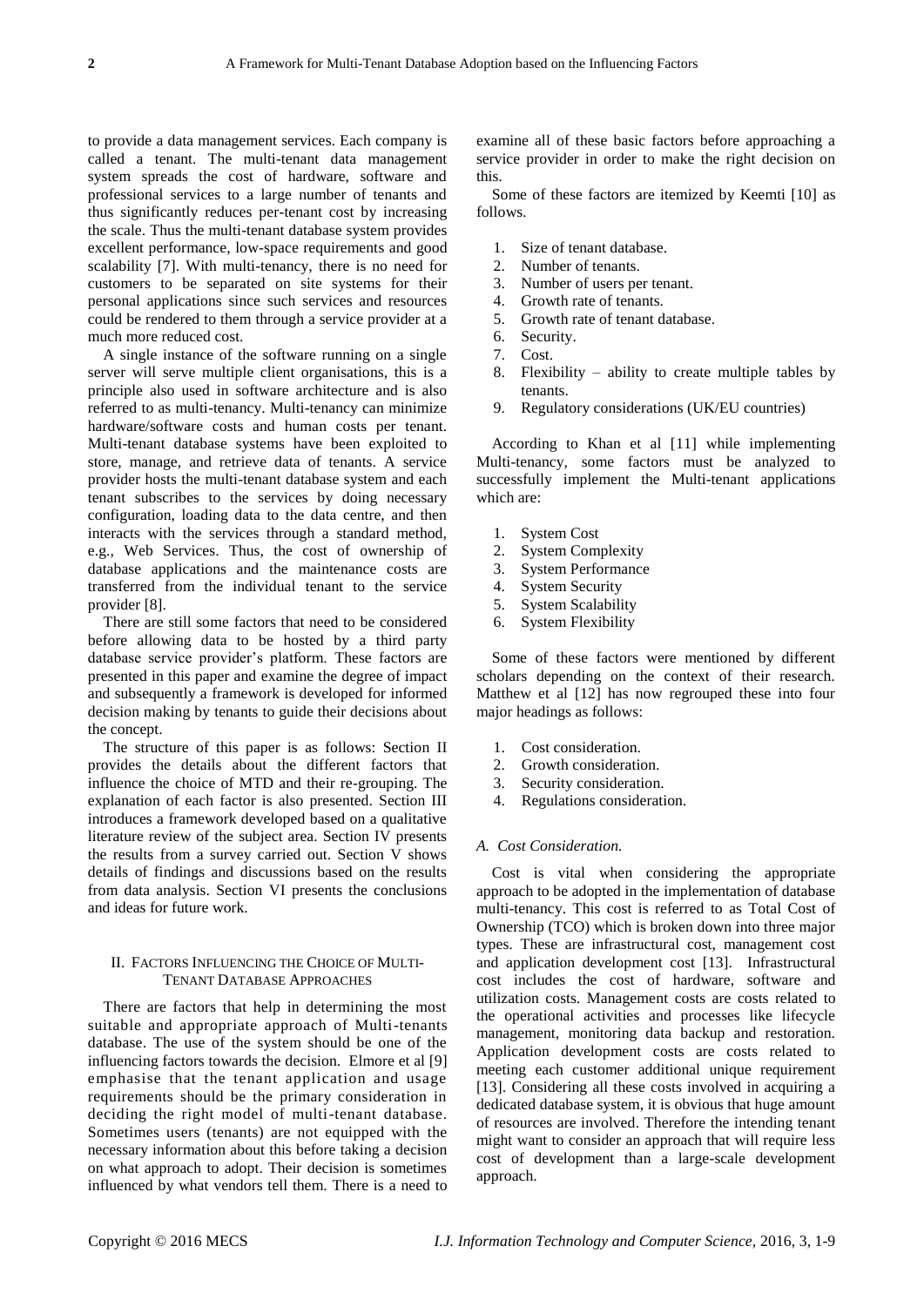to provide a data management services. Each company is called a tenant. The multi-tenant data management system spreads the cost of hardware, software and professional services to a large number of tenants and thus significantly reduces per-tenant cost by increasing the scale. Thus the multi-tenant database system provides excellent performance, low-space requirements and good scalability [7]. With multi-tenancy, there is no need for customers to be separated on site systems for their personal applications since such services and resources could be rendered to them through a service provider at a much more reduced cost.

A single instance of the software running on a single server will serve multiple client organisations, this is a principle also used in software architecture and is also referred to as multi-tenancy. Multi-tenancy can minimize hardware/software costs and human costs per tenant. Multi-tenant database systems have been exploited to store, manage, and retrieve data of tenants. A service provider hosts the multi-tenant database system and each tenant subscribes to the services by doing necessary configuration, loading data to the data centre, and then interacts with the services through a standard method, e.g., Web Services. Thus, the cost of ownership of database applications and the maintenance costs are transferred from the individual tenant to the service provider [8].

There are still some factors that need to be considered before allowing data to be hosted by a third party database service provider's platform. These factors are presented in this paper and examine the degree of impact and subsequently a framework is developed for informed decision making by tenants to guide their decisions about the concept.

The structure of this paper is as follows: Section II provides the details about the different factors that influence the choice of MTD and their re-grouping. The explanation of each factor is also presented. Section III introduces a framework developed based on a qualitative literature review of the subject area. Section IV presents the results from a survey carried out. Section V shows details of findings and discussions based on the results from data analysis. Section VI presents the conclusions and ideas for future work.

## II. Factors Influencing the Choice of Multi-Tenant Database Approaches

There are factors that help in determining the most suitable and appropriate approach of Multi-tenants database. The use of the system should be one of the influencing factors towards the decision. Elmore et al [9] emphasise that the tenant application and usage requirements should be the primary consideration in deciding the right model of multi-tenant database. Sometimes users (tenants) are not equipped with the necessary information about this before taking a decision on what approach to adopt. Their decision is sometimes influenced by what vendors tell them. There is a need to examine all of these basic factors before approaching a service provider in order to make the right decision on this.

Some of these factors are itemized by Keemti [10] as follows.

1. Size of tenant database.
2. Number of tenants.
3. Number of users per tenant.
4. Growth rate of tenants.
5. Growth rate of tenant database.
6. Security.
7. Cost.
8. Flexibility – ability to create multiple tables by tenants.
9. Regulatory considerations (UK/EU countries)

According to Khan et al [11] while implementing Multi-tenancy, some factors must be analyzed to successfully implement the Multi-tenant applications which are:

1. System Cost
2. System Complexity
3. System Performance
4. System Security
5. System Scalability
6. System Flexibility

Some of these factors were mentioned by different scholars depending on the context of their research. Matthew et al [12] has now regrouped these into four major headings as follows:

1. Cost consideration.
2. Growth consideration.
3. Security consideration.
4. Regulations consideration.

### *A. Cost Consideration.*

Cost is vital when considering the appropriate approach to be adopted in the implementation of database multi-tenancy. This cost is referred to as Total Cost of Ownership (TCO) which is broken down into three major types. These are infrastructural cost, management cost and application development cost [13]. Infrastructural cost includes the cost of hardware, software and utilization costs. Management costs are costs related to the operational activities and processes like lifecycle management, monitoring data backup and restoration. Application development costs are costs related to meeting each customer additional unique requirement [13]. Considering all these costs involved in acquiring a dedicated database system, it is obvious that huge amount of resources are involved. Therefore the intending tenant might want to consider an approach that will require less cost of development than a large-scale development approach.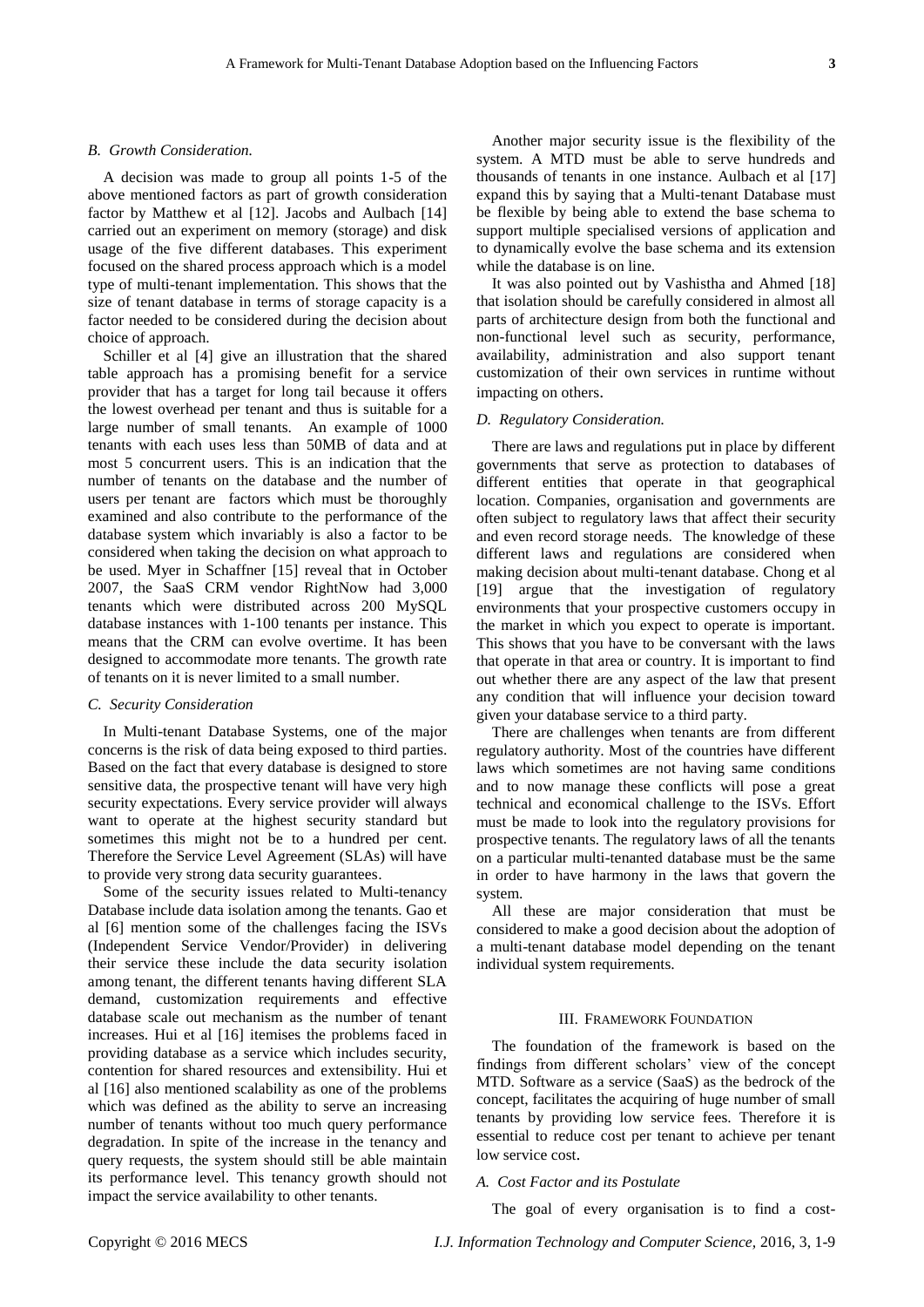### *B. Growth Consideration.*

A decision was made to group all points 1-5 of the above mentioned factors as part of growth consideration factor by Matthew et al [12]. Jacobs and Aulbach [14] carried out an experiment on memory (storage) and disk usage of the five different databases. This experiment focused on the shared process approach which is a model type of multi-tenant implementation. This shows that the size of tenant database in terms of storage capacity is a factor needed to be considered during the decision about choice of approach.

Schiller et al [4] give an illustration that the shared table approach has a promising benefit for a service provider that has a target for long tail because it offers the lowest overhead per tenant and thus is suitable for a large number of small tenants. An example of 1000 tenants with each uses less than 50MB of data and at most 5 concurrent users. This is an indication that the number of tenants on the database and the number of users per tenant are factors which must be thoroughly examined and also contribute to the performance of the database system which invariably is also a factor to be considered when taking the decision on what approach to be used. Myer in Schaffner [15] reveal that in October 2007, the SaaS CRM vendor RightNow had 3,000 tenants which were distributed across 200 MySQL database instances with 1-100 tenants per instance. This means that the CRM can evolve overtime. It has been designed to accommodate more tenants. The growth rate of tenants on it is never limited to a small number.

### *C. Security Consideration*

In Multi-tenant Database Systems, one of the major concerns is the risk of data being exposed to third parties. Based on the fact that every database is designed to store sensitive data, the prospective tenant will have very high security expectations. Every service provider will always want to operate at the highest security standard but sometimes this might not be to a hundred per cent. Therefore the Service Level Agreement (SLAs) will have to provide very strong data security guarantees.

Some of the security issues related to Multi-tenancy Database include data isolation among the tenants. Gao et al [6] mention some of the challenges facing the ISVs (Independent Service Vendor/Provider) in delivering their service these include the data security isolation among tenant, the different tenants having different SLA demand, customization requirements and effective database scale out mechanism as the number of tenant increases. Hui et al [16] itemises the problems faced in providing database as a service which includes security, contention for shared resources and extensibility. Hui et al [16] also mentioned scalability as one of the problems which was defined as the ability to serve an increasing number of tenants without too much query performance degradation. In spite of the increase in the tenancy and query requests, the system should still be able maintain its performance level. This tenancy growth should not impact the service availability to other tenants.

Another major security issue is the flexibility of the system. A MTD must be able to serve hundreds and thousands of tenants in one instance. Aulbach et al [17] expand this by saying that a Multi-tenant Database must be flexible by being able to extend the base schema to support multiple specialised versions of application and to dynamically evolve the base schema and its extension while the database is on line.

It was also pointed out by Vashistha and Ahmed [18] that isolation should be carefully considered in almost all parts of architecture design from both the functional and non-functional level such as security, performance, availability, administration and also support tenant customization of their own services in runtime without impacting on others.

### *D. Regulatory Consideration.*

There are laws and regulations put in place by different governments that serve as protection to databases of different entities that operate in that geographical location. Companies, organisation and governments are often subject to regulatory laws that affect their security and even record storage needs. The knowledge of these different laws and regulations are considered when making decision about multi-tenant database. Chong et al [19] argue that the investigation of regulatory environments that your prospective customers occupy in the market in which you expect to operate is important. This shows that you have to be conversant with the laws that operate in that area or country. It is important to find out whether there are any aspect of the law that present any condition that will influence your decision toward given your database service to a third party.

There are challenges when tenants are from different regulatory authority. Most of the countries have different laws which sometimes are not having same conditions and to now manage these conflicts will pose a great technical and economical challenge to the ISVs. Effort must be made to look into the regulatory provisions for prospective tenants. The regulatory laws of all the tenants on a particular multi-tenanted database must be the same in order to have harmony in the laws that govern the system.

All these are major consideration that must be considered to make a good decision about the adoption of a multi-tenant database model depending on the tenant individual system requirements.

## III. Framework Foundation

The foundation of the framework is based on the findings from different scholars' view of the concept MTD. Software as a service (SaaS) as the bedrock of the concept, facilitates the acquiring of huge number of small tenants by providing low service fees. Therefore it is essential to reduce cost per tenant to achieve per tenant low service cost.

### *A. Cost Factor and its Postulate*

The goal of every organisation is to find a cost-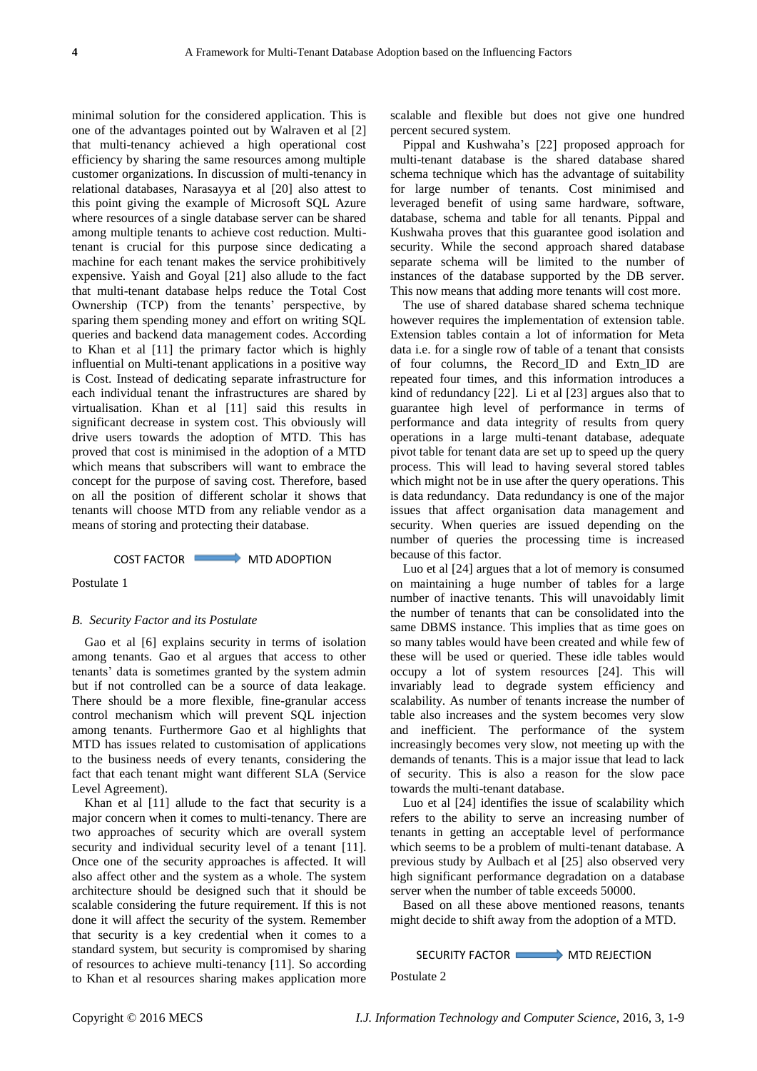minimal solution for the considered application. This is one of the advantages pointed out by Walraven et al [2] that multi-tenancy achieved a high operational cost efficiency by sharing the same resources among multiple customer organizations. In discussion of multi-tenancy in relational databases, Narasayya et al [20] also attest to this point giving the example of Microsoft SQL Azure where resources of a single database server can be shared among multiple tenants to achieve cost reduction. Multi-tenant is crucial for this purpose since dedicating a machine for each tenant makes the service prohibitively expensive. Yaish and Goyal [21] also allude to the fact that multi-tenant database helps reduce the Total Cost Ownership (TCP) from the tenants' perspective, by sparing them spending money and effort on writing SQL queries and backend data management codes. According to Khan et al [11] the primary factor which is highly influential on Multi-tenant applications in a positive way is Cost. Instead of dedicating separate infrastructure for each individual tenant the infrastructures are shared by virtualisation. Khan et al [11] said this results in significant decrease in system cost. This obviously will drive users towards the adoption of MTD. This has proved that cost is minimised in the adoption of a MTD which means that subscribers will want to embrace the concept for the purpose of saving cost. Therefore, based on all the position of different scholar it shows that tenants will choose MTD from any reliable vendor as a means of storing and protecting their database.

COST FACTOR → MTD ADOPTION

Postulate 1

### *B. Security Factor and its Postulate*

Gao et al [6] explains security in terms of isolation among tenants. Gao et al argues that access to other tenants' data is sometimes granted by the system admin but if not controlled can be a source of data leakage. There should be a more flexible, fine-granular access control mechanism which will prevent SQL injection among tenants. Furthermore Gao et al highlights that MTD has issues related to customisation of applications to the business needs of every tenants, considering the fact that each tenant might want different SLA (Service Level Agreement).

Khan et al [11] allude to the fact that security is a major concern when it comes to multi-tenancy. There are two approaches of security which are overall system security and individual security level of a tenant [11]. Once one of the security approaches is affected. It will also affect other and the system as a whole. The system architecture should be designed such that it should be scalable considering the future requirement. If this is not done it will affect the security of the system. Remember that security is a key credential when it comes to a standard system, but security is compromised by sharing of resources to achieve multi-tenancy [11]. So according to Khan et al resources sharing makes application more scalable and flexible but does not give one hundred percent secured system.

Pippal and Kushwaha's [22] proposed approach for multi-tenant database is the shared database shared schema technique which has the advantage of suitability for large number of tenants. Cost minimised and leveraged benefit of using same hardware, software, database, schema and table for all tenants. Pippal and Kushwaha proves that this guarantee good isolation and security. While the second approach shared database separate schema will be limited to the number of instances of the database supported by the DB server. This now means that adding more tenants will cost more.

The use of shared database shared schema technique however requires the implementation of extension table. Extension tables contain a lot of information for Meta data i.e. for a single row of table of a tenant that consists of four columns, the Record_ID and Extn_ID are repeated four times, and this information introduces a kind of redundancy [22]. Li et al [23] argues also that to guarantee high level of performance in terms of performance and data integrity of results from query operations in a large multi-tenant database, adequate pivot table for tenant data are set up to speed up the query process. This will lead to having several stored tables which might not be in use after the query operations. This is data redundancy. Data redundancy is one of the major issues that affect organisation data management and security. When queries are issued depending on the number of queries the processing time is increased because of this factor.

Luo et al [24] argues that a lot of memory is consumed on maintaining a huge number of tables for a large number of inactive tenants. This will unavoidably limit the number of tenants that can be consolidated into the same DBMS instance. This implies that as time goes on so many tables would have been created and while few of these will be used or queried. These idle tables would occupy a lot of system resources [24]. This will invariably lead to degrade system efficiency and scalability. As number of tenants increase the number of table also increases and the system becomes very slow and inefficient. The performance of the system increasingly becomes very slow, not meeting up with the demands of tenants. This is a major issue that lead to lack of security. This is also a reason for the slow pace towards the multi-tenant database.

Luo et al [24] identifies the issue of scalability which refers to the ability to serve an increasing number of tenants in getting an acceptable level of performance which seems to be a problem of multi-tenant database. A previous study by Aulbach et al [25] also observed very high significant performance degradation on a database server when the number of table exceeds 50000.

Based on all these above mentioned reasons, tenants might decide to shift away from the adoption of a MTD.

SECURITY FACTOR → MTD REJECTION

Postulate 2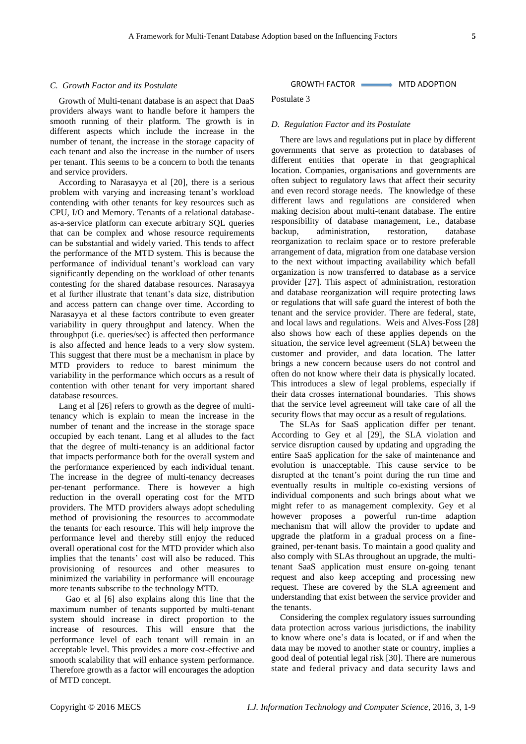### C. Growth Factor and its Postulate

Growth of Multi-tenant database is an aspect that DaaS providers always want to handle before it hampers the smooth running of their platform. The growth is in different aspects which include the increase in the number of tenant, the increase in the storage capacity of each tenant and also the increase in the number of users per tenant. This seems to be a concern to both the tenants and service providers.

According to Narasayya et al [20], there is a serious problem with varying and increasing tenant's workload contending with other tenants for key resources such as CPU, I/O and Memory. Tenants of a relational database-as-a-service platform can execute arbitrary SQL queries that can be complex and whose resource requirements can be substantial and widely varied. This tends to affect the performance of the MTD system. This is because the performance of individual tenant's workload can vary significantly depending on the workload of other tenants contesting for the shared database resources. Narasayya et al further illustrate that tenant's data size, distribution and access pattern can change over time. According to Narasayya et al these factors contribute to even greater variability in query throughput and latency. When the throughput (i.e. queries/sec) is affected then performance is also affected and hence leads to a very slow system. This suggest that there must be a mechanism in place by MTD providers to reduce to barest minimum the variability in the performance which occurs as a result of contention with other tenant for very important shared database resources.

Lang et al [26] refers to growth as the degree of multi-tenancy which is explain to mean the increase in the number of tenant and the increase in the storage space occupied by each tenant. Lang et al alludes to the fact that the degree of multi-tenancy is an additional factor that impacts performance both for the overall system and the performance experienced by each individual tenant. The increase in the degree of multi-tenancy decreases per-tenant performance. There is however a high reduction in the overall operating cost for the MTD providers. The MTD providers always adopt scheduling method of provisioning the resources to accommodate the tenants for each resource. This will help improve the performance level and thereby still enjoy the reduced overall operational cost for the MTD provider which also implies that the tenants' cost will also be reduced. This provisioning of resources and other measures to minimized the variability in performance will encourage more tenants subscribe to the technology MTD.

Gao et al [6] also explains along this line that the maximum number of tenants supported by multi-tenant system should increase in direct proportion to the increase of resources. This will ensure that the performance level of each tenant will remain in an acceptable level. This provides a more cost-effective and smooth scalability that will enhance system performance. Therefore growth as a factor will encourages the adoption of MTD concept.

GROWTH FACTOR → MTD ADOPTION

Postulate 3

### D. Regulation Factor and its Postulate

There are laws and regulations put in place by different governments that serve as protection to databases of different entities that operate in that geographical location. Companies, organisations and governments are often subject to regulatory laws that affect their security and even record storage needs. The knowledge of these different laws and regulations are considered when making decision about multi-tenant database. The entire responsibility of database management, i.e., database backup, administration, restoration, database reorganization to reclaim space or to restore preferable arrangement of data, migration from one database version to the next without impacting availability which befall organization is now transferred to database as a service provider [27]. This aspect of administration, restoration and database reorganization will require protecting laws or regulations that will safe guard the interest of both the tenant and the service provider. There are federal, state, and local laws and regulations. Weis and Alves-Foss [28] also shows how each of these applies depends on the situation, the service level agreement (SLA) between the customer and provider, and data location. The latter brings a new concern because users do not control and often do not know where their data is physically located. This introduces a slew of legal problems, especially if their data crosses international boundaries. This shows that the service level agreement will take care of all the security flows that may occur as a result of regulations.

The SLAs for SaaS application differ per tenant. According to Gey et al [29], the SLA violation and service disruption caused by updating and upgrading the entire SaaS application for the sake of maintenance and evolution is unacceptable. This cause service to be disrupted at the tenant's point during the run time and eventually results in multiple co-existing versions of individual components and such brings about what we might refer to as management complexity. Gey et al however proposes a powerful run-time adaption mechanism that will allow the provider to update and upgrade the platform in a gradual process on a fine-grained, per-tenant basis. To maintain a good quality and also comply with SLAs throughout an upgrade, the multi-tenant SaaS application must ensure on-going tenant request and also keep accepting and processing new request. These are covered by the SLA agreement and understanding that exist between the service provider and the tenants.

Considering the complex regulatory issues surrounding data protection across various jurisdictions, the inability to know where one's data is located, or if and when the data may be moved to another state or country, implies a good deal of potential legal risk [30]. There are numerous state and federal privacy and data security laws and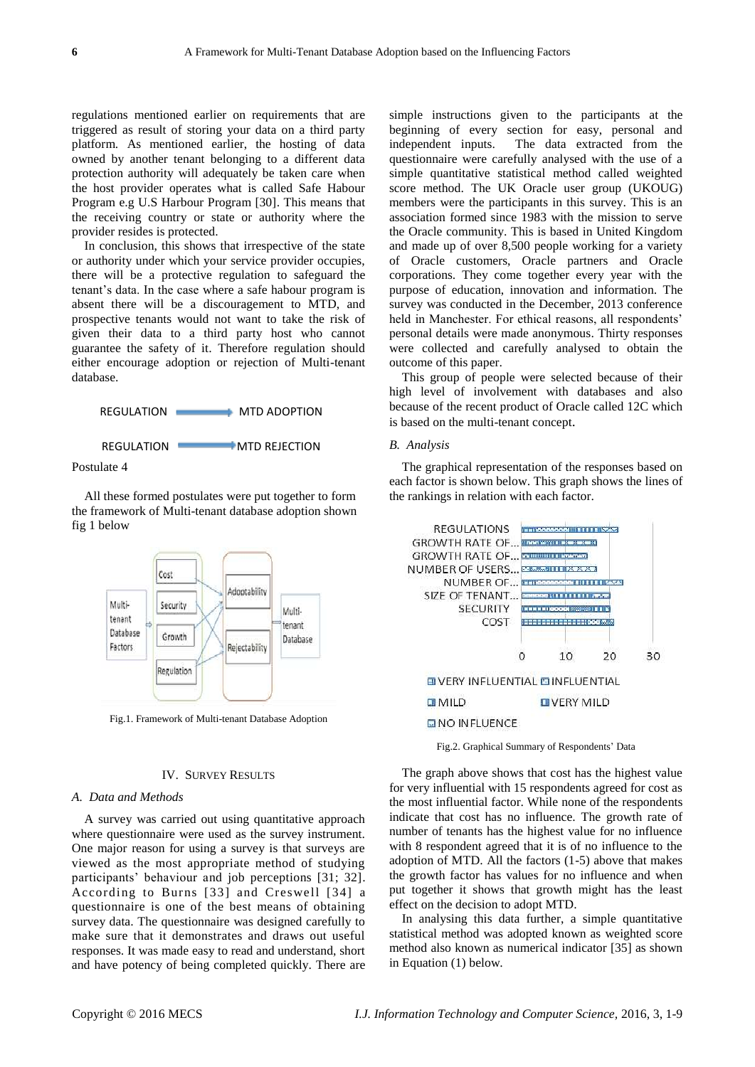regulations mentioned earlier on requirements that are triggered as result of storing your data on a third party platform. As mentioned earlier, the hosting of data owned by another tenant belonging to a different data protection authority will adequately be taken care when the host provider operates what is called Safe Habour Program e.g U.S Harbour Program [30]. This means that the receiving country or state or authority where the provider resides is protected.

In conclusion, this shows that irrespective of the state or authority under which your service provider occupies, there will be a protective regulation to safeguard the tenant's data. In the case where a safe habour program is absent there will be a discouragement to MTD, and prospective tenants would not want to take the risk of given their data to a third party host who cannot guarantee the safety of it. Therefore regulation should either encourage adoption or rejection of Multi-tenant database.

REGULATION → MTD ADOPTION

REGULATION → MTD REJECTION

Postulate 4

All these formed postulates were put together to form the framework of Multi-tenant database adoption shown fig 1 below

Fig.1. Framework of Multi-tenant Database Adoption

## IV. Survey Results

### A. Data and Methods

A survey was carried out using quantitative approach where questionnaire were used as the survey instrument. One major reason for using a survey is that surveys are viewed as the most appropriate method of studying participants' behaviour and job perceptions [31; 32]. According to Burns [33] and Creswell [34] a questionnaire is one of the best means of obtaining survey data. The questionnaire was designed carefully to make sure that it demonstrates and draws out useful responses. It was made easy to read and understand, short and have potency of being completed quickly. There are simple instructions given to the participants at the beginning of every section for easy, personal and independent inputs. The data extracted from the questionnaire were carefully analysed with the use of a simple quantitative statistical method called weighted score method. The UK Oracle user group (UKOUG) members were the participants in this survey. This is an association formed since 1983 with the mission to serve the Oracle community. This is based in United Kingdom and made up of over 8,500 people working for a variety of Oracle customers, Oracle partners and Oracle corporations. They come together every year with the purpose of education, innovation and information. The survey was conducted in the December, 2013 conference held in Manchester. For ethical reasons, all respondents' personal details were made anonymous. Thirty responses were collected and carefully analysed to obtain the outcome of this paper.

This group of people were selected because of their high level of involvement with databases and also because of the recent product of Oracle called 12C which is based on the multi-tenant concept.

### B. Analysis

The graphical representation of the responses based on each factor is shown below. This graph shows the lines of the rankings in relation with each factor.

Fig.2. Graphical Summary of Respondents' Data

The graph above shows that cost has the highest value for very influential with 15 respondents agreed for cost as the most influential factor. While none of the respondents indicate that cost has no influence. The growth rate of number of tenants has the highest value for no influence with 8 respondent agreed that it is of no influence to the adoption of MTD. All the factors (1-5) above that makes the growth factor has values for no influence and when put together it shows that growth might has the least effect on the decision to adopt MTD.

In analysing this data further, a simple quantitative statistical method was adopted known as weighted score method also known as numerical indicator [35] as shown in Equation (1) below.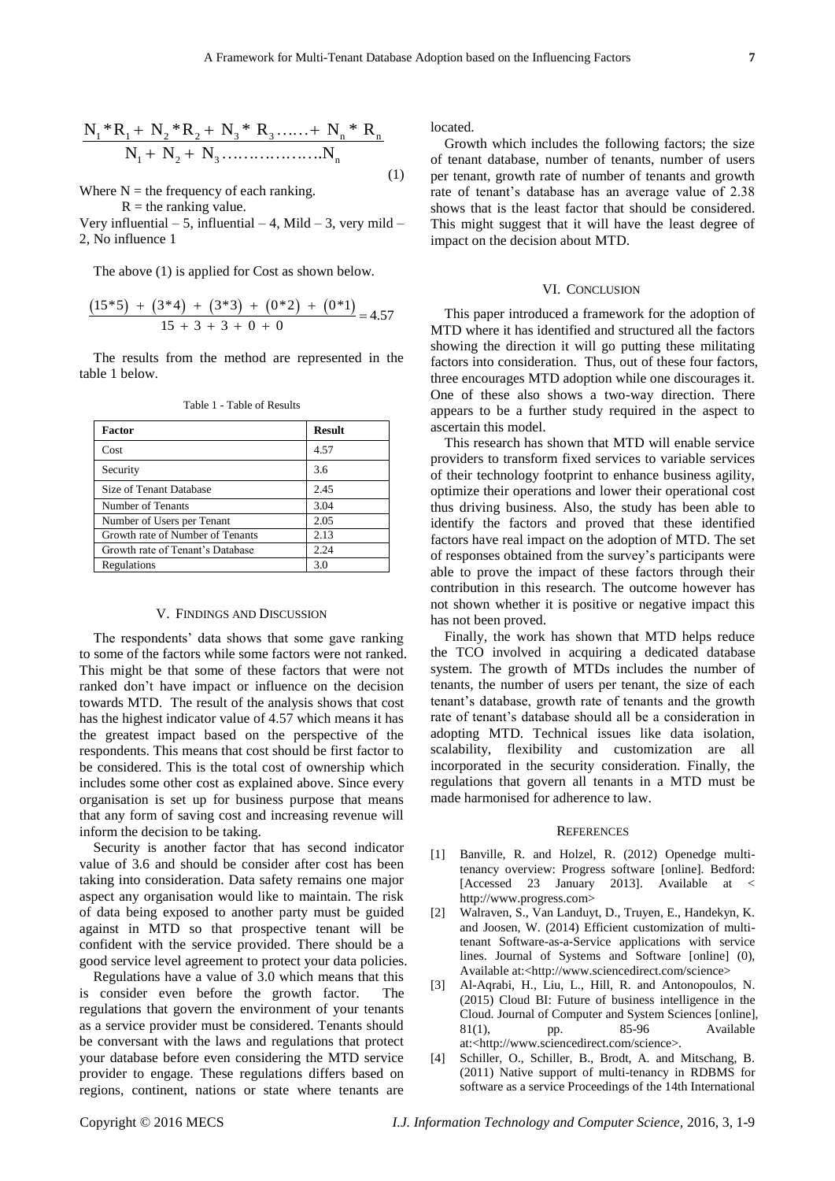$$\frac{N_1 * R_1 + N_2 * R_2 + N_3 * R_3 \ldots\ldots + N_n * R_n}{N_1 + N_2 + N_3 \ldots\ldots\ldots\ldots\ldots\ldots N_n} \quad (1)$$

Where N = the frequency of each ranking.
R = the ranking value.

Very influential – 5, influential – 4, Mild – 3, very mild – 2, No influence 1

The above (1) is applied for Cost as shown below.

$$\frac{(15*5) + (3*4) + (3*3) + (0*2) + (0*1)}{15 + 3 + 3 + 0 + 0} = 4.57$$

The results from the method are represented in the table 1 below.

Table 1 - Table of Results

| Factor | Result |
|---|---|
| Cost | 4.57 |
| Security | 3.6 |
| Size of Tenant Database | 2.45 |
| Number of Tenants | 3.04 |
| Number of Users per Tenant | 2.05 |
| Growth rate of Number of Tenants | 2.13 |
| Growth rate of Tenant's Database | 2.24 |
| Regulations | 3.0 |

## V. Findings and Discussion

The respondents' data shows that some gave ranking to some of the factors while some factors were not ranked. This might be that some of these factors that were not ranked don't have impact or influence on the decision towards MTD. The result of the analysis shows that cost has the highest indicator value of 4.57 which means it has the greatest impact based on the perspective of the respondents. This means that cost should be first factor to be considered. This is the total cost of ownership which includes some other cost as explained above. Since every organisation is set up for business purpose that means that any form of saving cost and increasing revenue will inform the decision to be taking.

Security is another factor that has second indicator value of 3.6 and should be consider after cost has been taking into consideration. Data safety remains one major aspect any organisation would like to maintain. The risk of data being exposed to another party must be guided against in MTD so that prospective tenant will be confident with the service provided. There should be a good service level agreement to protect your data policies.

Regulations have a value of 3.0 which means that this is consider even before the growth factor. The regulations that govern the environment of your tenants as a service provider must be considered. Tenants should be conversant with the laws and regulations that protect your database before even considering the MTD service provider to engage. These regulations differs based on regions, continent, nations or state where tenants are located.

Growth which includes the following factors; the size of tenant database, number of tenants, number of users per tenant, growth rate of number of tenants and growth rate of tenant's database has an average value of 2.38 shows that is the least factor that should be considered. This might suggest that it will have the least degree of impact on the decision about MTD.

## VI. Conclusion

This paper introduced a framework for the adoption of MTD where it has identified and structured all the factors showing the direction it will go putting these militating factors into consideration. Thus, out of these four factors, three encourages MTD adoption while one discourages it. One of these also shows a two-way direction. There appears to be a further study required in the aspect to ascertain this model.

This research has shown that MTD will enable service providers to transform fixed services to variable services of their technology footprint to enhance business agility, optimize their operations and lower their operational cost thus driving business. Also, the study has been able to identify the factors and proved that these identified factors have real impact on the adoption of MTD. The set of responses obtained from the survey's participants were able to prove the impact of these factors through their contribution in this research. The outcome however has not shown whether it is positive or negative impact this has not been proved.

Finally, the work has shown that MTD helps reduce the TCO involved in acquiring a dedicated database system. The growth of MTDs includes the number of tenants, the number of users per tenant, the size of each tenant's database, growth rate of tenants and the growth rate of tenant's database should all be a consideration in adopting MTD. Technical issues like data isolation, scalability, flexibility and customization are all incorporated in the security consideration. Finally, the regulations that govern all tenants in a MTD must be made harmonised for adherence to law.

## References

[1] Banville, R. and Holzel, R. (2012) Openedge multi-tenancy overview: Progress software [online]. Bedford: [Accessed 23 January 2013]. Available at < http://www.progress.com>

[2] Walraven, S., Van Landuyt, D., Truyen, E., Handekyn, K. and Joosen, W. (2014) Efficient customization of multi-tenant Software-as-a-Service applications with service lines. Journal of Systems and Software [online] (0), Available at:<http://www.sciencedirect.com/science>

[3] Al-Aqrabi, H., Liu, L., Hill, R. and Antonopoulos, N. (2015) Cloud BI: Future of business intelligence in the Cloud. Journal of Computer and System Sciences [online], 81(1), pp. 85-96 Available at:<http://www.sciencedirect.com/science>.

[4] Schiller, O., Schiller, B., Brodt, A. and Mitschang, B. (2011) Native support of multi-tenancy in RDBMS for software as a service Proceedings of the 14th International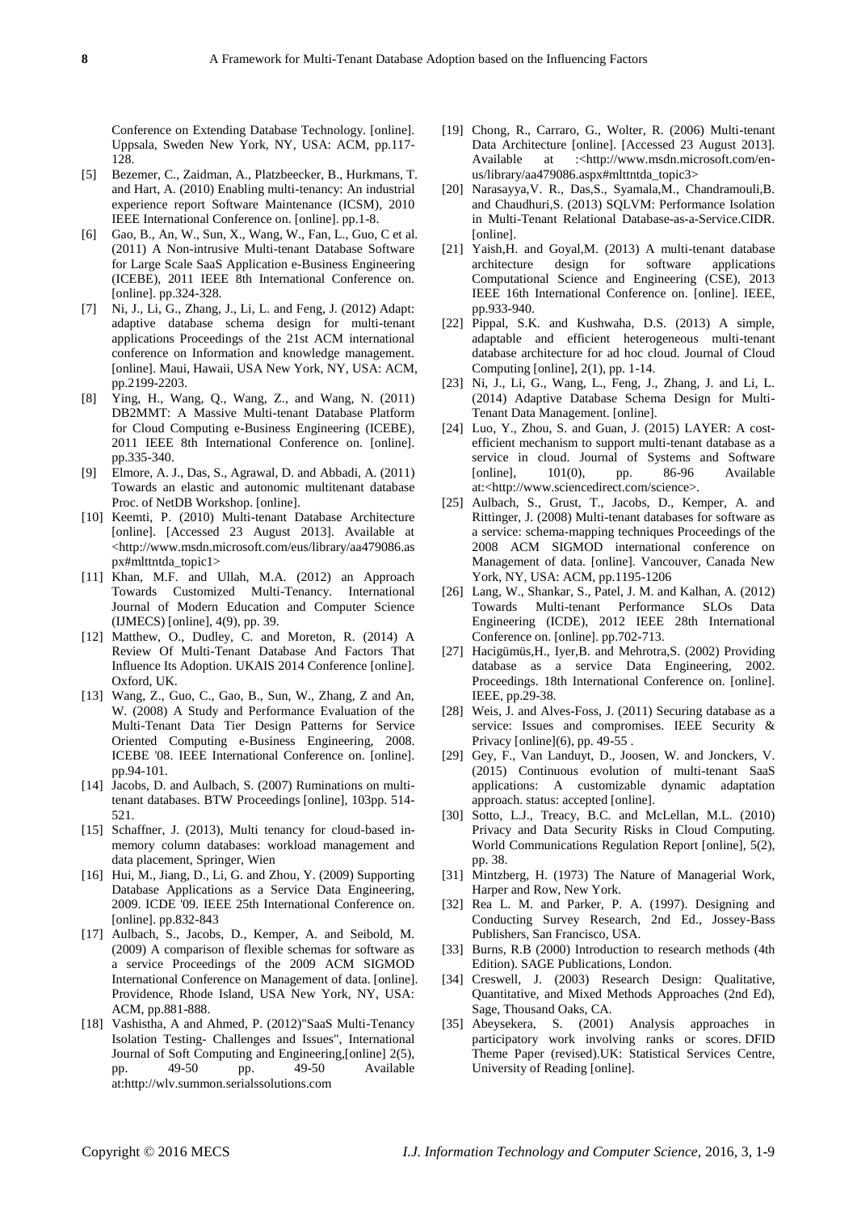Conference on Extending Database Technology. [online]. Uppsala, Sweden New York, NY, USA: ACM, pp.117-128.

[5] Bezemer, C., Zaidman, A., Platzbeecker, B., Hurkmans, T. and Hart, A. (2010) Enabling multi-tenancy: An industrial experience report Software Maintenance (ICSM), 2010 IEEE International Conference on. [online]. pp.1-8.

[6] Gao, B., An, W., Sun, X., Wang, W., Fan, L., Guo, C et al. (2011) A Non-intrusive Multi-tenant Database Software for Large Scale SaaS Application e-Business Engineering (ICEBE), 2011 IEEE 8th International Conference on. [online]. pp.324-328.

[7] Ni, J., Li, G., Zhang, J., Li, L. and Feng, J. (2012) Adapt: adaptive database schema design for multi-tenant applications Proceedings of the 21st ACM international conference on Information and knowledge management. [online]. Maui, Hawaii, USA New York, NY, USA: ACM, pp.2199-2203.

[8] Ying, H., Wang, Q., Wang, Z., and Wang, N. (2011) DB2MMT: A Massive Multi-tenant Database Platform for Cloud Computing e-Business Engineering (ICEBE), 2011 IEEE 8th International Conference on. [online]. pp.335-340.

[9] Elmore, A. J., Das, S., Agrawal, D. and Abbadi, A. (2011) Towards an elastic and autonomic multitenant database Proc. of NetDB Workshop. [online].

[10] Keemti, P. (2010) Multi-tenant Database Architecture [online]. [Accessed 23 August 2013]. Available at <http://www.msdn.microsoft.com/eus/library/aa479086.aspx#mlttntda_topic1>

[11] Khan, M.F. and Ullah, M.A. (2012) an Approach Towards Customized Multi-Tenancy. International Journal of Modern Education and Computer Science (IJMECS) [online], 4(9), pp. 39.

[12] Matthew, O., Dudley, C. and Moreton, R. (2014) A Review Of Multi-Tenant Database And Factors That Influence Its Adoption. UKAIS 2014 Conference [online]. Oxford, UK.

[13] Wang, Z., Guo, C., Gao, B., Sun, W., Zhang, Z and An, W. (2008) A Study and Performance Evaluation of the Multi-Tenant Data Tier Design Patterns for Service Oriented Computing e-Business Engineering, 2008. ICEBE '08. IEEE International Conference on. [online]. pp.94-101.

[14] Jacobs, D. and Aulbach, S. (2007) Ruminations on multi-tenant databases. BTW Proceedings [online], 103pp. 514-521.

[15] Schaffner, J. (2013), Multi tenancy for cloud-based in-memory column databases: workload management and data placement, Springer, Wien

[16] Hui, M., Jiang, D., Li, G. and Zhou, Y. (2009) Supporting Database Applications as a Service Data Engineering, 2009. ICDE '09. IEEE 25th International Conference on. [online]. pp.832-843

[17] Aulbach, S., Jacobs, D., Kemper, A. and Seibold, M. (2009) A comparison of flexible schemas for software as a service Proceedings of the 2009 ACM SIGMOD International Conference on Management of data. [online]. Providence, Rhode Island, USA New York, NY, USA: ACM, pp.881-888.

[18] Vashistha, A and Ahmed, P. (2012)"SaaS Multi-Tenancy Isolation Testing- Challenges and Issues", International Journal of Soft Computing and Engineering,[online] 2(5), pp. 49-50 pp. 49-50 Available at:http://wlv.summon.serialssolutions.com

[19] Chong, R., Carraro, G., Wolter, R. (2006) Multi-tenant Data Architecture [online]. [Accessed 23 August 2013]. Available at :<http://www.msdn.microsoft.com/en-us/library/aa479086.aspx#mlttntda_topic3>

[20] Narasayya,V. R., Das,S., Syamala,M., Chandramouli,B. and Chaudhuri,S. (2013) SQLVM: Performance Isolation in Multi-Tenant Relational Database-as-a-Service.CIDR. [online].

[21] Yaish,H. and Goyal,M. (2013) A multi-tenant database architecture design for software applications Computational Science and Engineering (CSE), 2013 IEEE 16th International Conference on. [online]. IEEE, pp.933-940.

[22] Pippal, S.K. and Kushwaha, D.S. (2013) A simple, adaptable and efficient heterogeneous multi-tenant database architecture for ad hoc cloud. Journal of Cloud Computing [online], 2(1), pp. 1-14.

[23] Ni, J., Li, G., Wang, L., Feng, J., Zhang, J. and Li, L. (2014) Adaptive Database Schema Design for Multi-Tenant Data Management. [online].

[24] Luo, Y., Zhou, S. and Guan, J. (2015) LAYER: A cost-efficient mechanism to support multi-tenant database as a service in cloud. Journal of Systems and Software [online], 101(0), pp. 86-96 Available at:<http://www.sciencedirect.com/science>.

[25] Aulbach, S., Grust, T., Jacobs, D., Kemper, A. and Rittinger, J. (2008) Multi-tenant databases for software as a service: schema-mapping techniques Proceedings of the 2008 ACM SIGMOD international conference on Management of data. [online]. Vancouver, Canada New York, NY, USA: ACM, pp.1195-1206

[26] Lang, W., Shankar, S., Patel, J. M. and Kalhan, A. (2012) Towards Multi-tenant Performance SLOs Data Engineering (ICDE), 2012 IEEE 28th International Conference on. [online]. pp.702-713.

[27] Hacigümüs,H., Iyer,B. and Mehrotra,S. (2002) Providing database as a service Data Engineering, 2002. Proceedings. 18th International Conference on. [online]. IEEE, pp.29-38.

[28] Weis, J. and Alves-Foss, J. (2011) Securing database as a service: Issues and compromises. IEEE Security & Privacy [online](6), pp. 49-55 .

[29] Gey, F., Van Landuyt, D., Joosen, W. and Jonckers, V. (2015) Continuous evolution of multi-tenant SaaS applications: A customizable dynamic adaptation approach. status: accepted [online].

[30] Sotto, L.J., Treacy, B.C. and McLellan, M.L. (2010) Privacy and Data Security Risks in Cloud Computing. World Communications Regulation Report [online], 5(2), pp. 38.

[31] Mintzberg, H. (1973) The Nature of Managerial Work, Harper and Row, New York.

[32] Rea L. M. and Parker, P. A. (1997). Designing and Conducting Survey Research, 2nd Ed., Jossey-Bass Publishers, San Francisco, USA.

[33] Burns, R.B (2000) Introduction to research methods (4th Edition). SAGE Publications, London.

[34] Creswell, J. (2003) Research Design: Qualitative, Quantitative, and Mixed Methods Approaches (2nd Ed), Sage, Thousand Oaks, CA.

[35] Abeysekera, S. (2001) Analysis approaches in participatory work involving ranks or scores. DFID Theme Paper (revised).UK: Statistical Services Centre, University of Reading [online].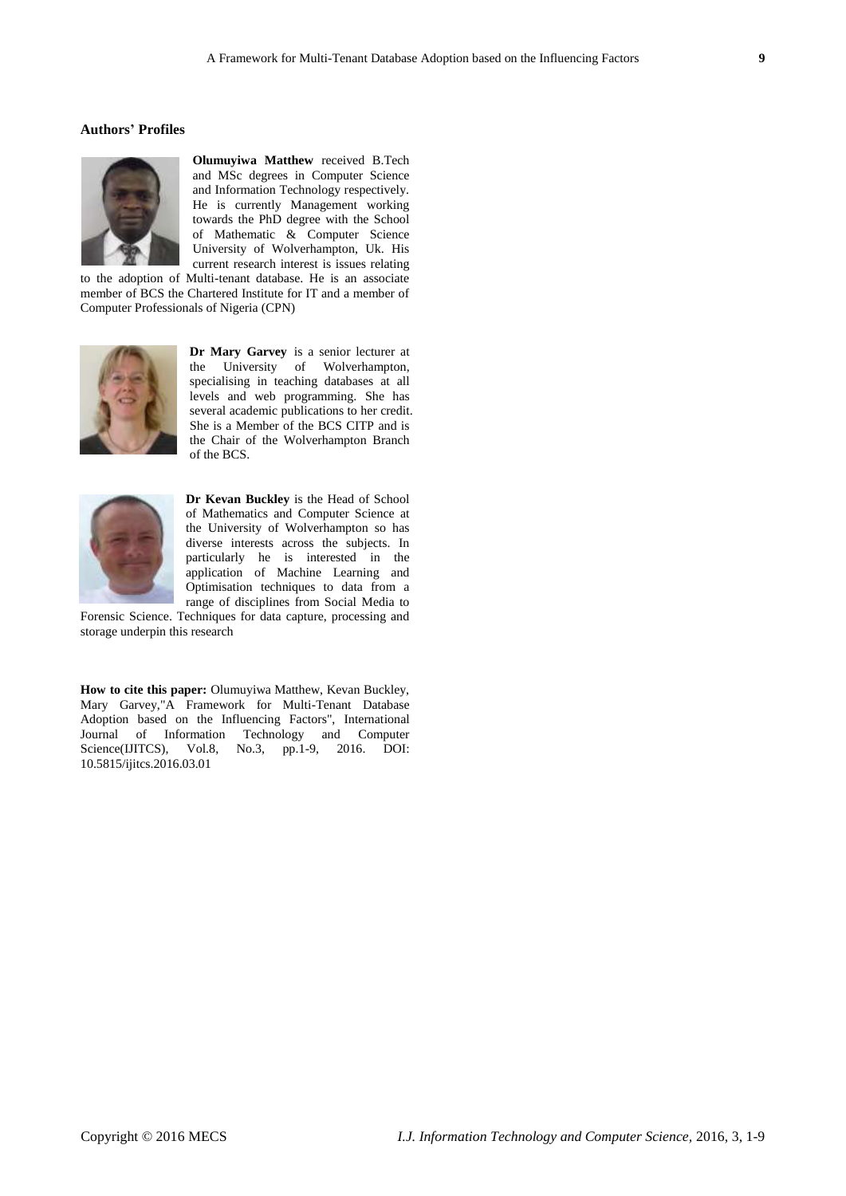## Authors' Profiles

**Olumuyiwa Matthew** received B.Tech and MSc degrees in Computer Science and Information Technology respectively. He is currently Management working towards the PhD degree with the School of Mathematic & Computer Science University of Wolverhampton, Uk. His current research interest is issues relating to the adoption of Multi-tenant database. He is an associate member of BCS the Chartered Institute for IT and a member of Computer Professionals of Nigeria (CPN)

**Dr Mary Garvey** is a senior lecturer at the University of Wolverhampton, specialising in teaching databases at all levels and web programming. She has several academic publications to her credit. She is a Member of the BCS CITP and is the Chair of the Wolverhampton Branch of the BCS.

**Dr Kevan Buckley** is the Head of School of Mathematics and Computer Science at the University of Wolverhampton so has diverse interests across the subjects. In particularly he is interested in the application of Machine Learning and Optimisation techniques to data from a range of disciplines from Social Media to Forensic Science. Techniques for data capture, processing and storage underpin this research

**How to cite this paper:** Olumuyiwa Matthew, Kevan Buckley, Mary Garvey,"A Framework for Multi-Tenant Database Adoption based on the Influencing Factors", International Journal of Information Technology and Computer Science(IJITCS), Vol.8, No.3, pp.1-9, 2016. DOI: 10.5815/ijitcs.2016.03.01